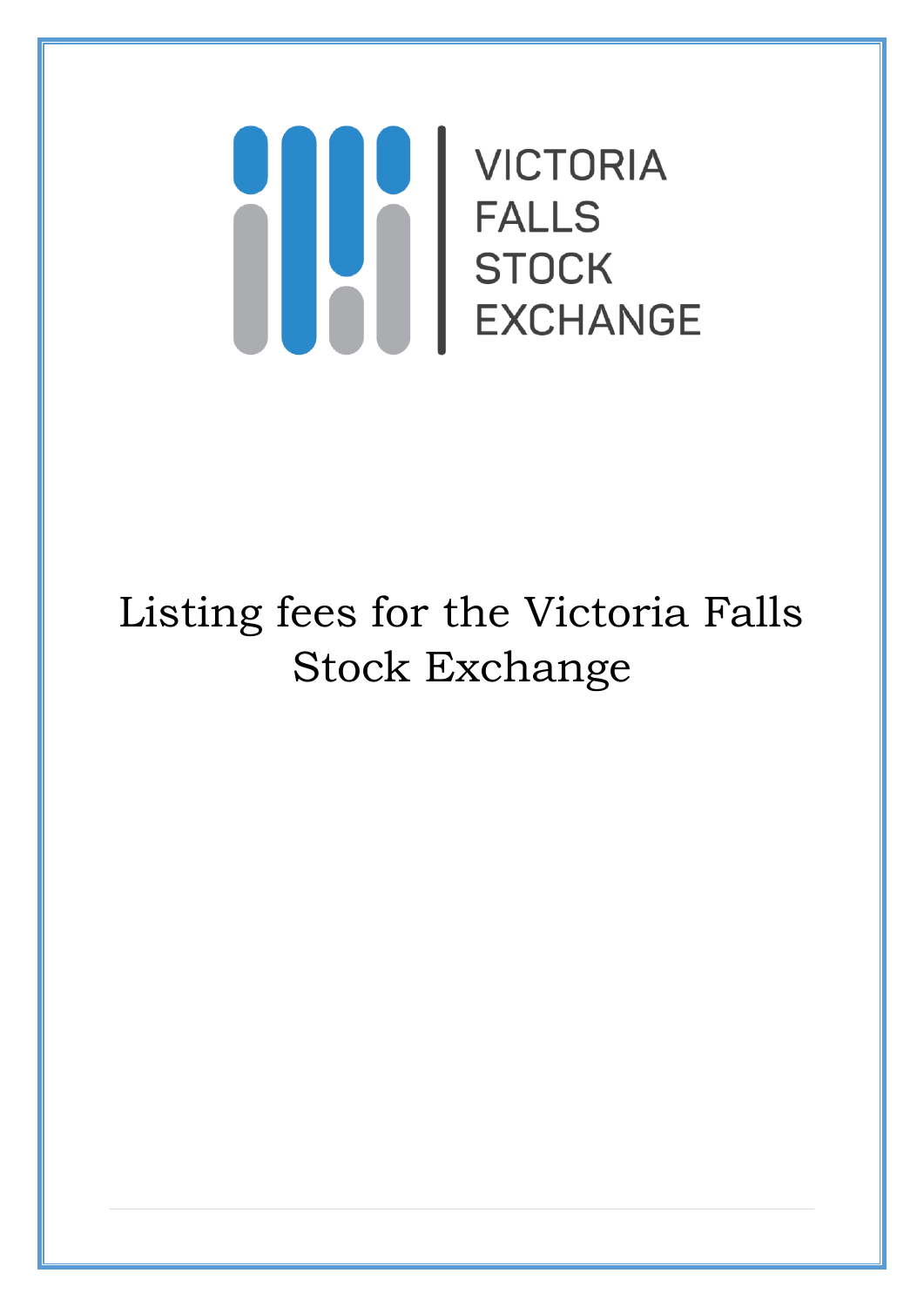VICTORIA FALLS STOCK EXCHANGE

# Listing fees for the Victoria Falls Stock Exchange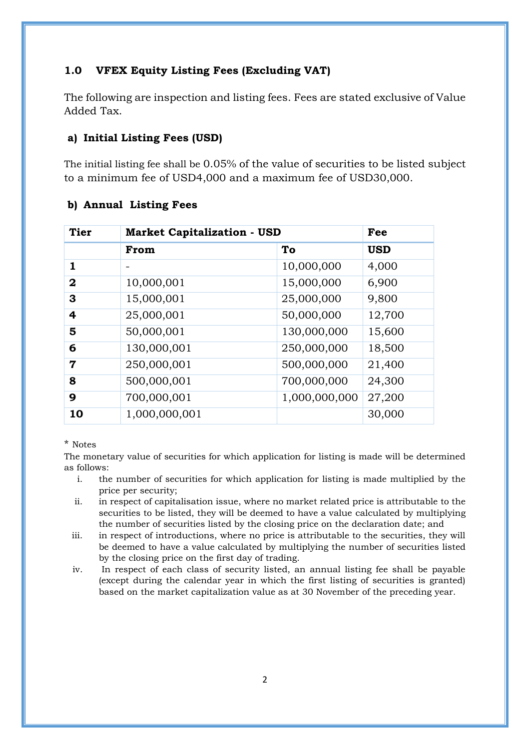## 1.0 VFEX Equity Listing Fees (Excluding VAT)

The following are inspection and listing fees. Fees are stated exclusive of Value Added Tax.

### a) Initial Listing Fees (USD)

The initial listing fee shall be 0.05% of the value of securities to be listed subject to a minimum fee of USD4,000 and a maximum fee of USD30,000.

### b) Annual Listing Fees

| Tier | Market Capitalization - USD | | Fee |
|---|---|---|---|
| | **From** | **To** | **USD** |
| **1** | - | 10,000,000 | 4,000 |
| **2** | 10,000,001 | 15,000,000 | 6,900 |
| **3** | 15,000,001 | 25,000,000 | 9,800 |
| **4** | 25,000,001 | 50,000,000 | 12,700 |
| **5** | 50,000,001 | 130,000,000 | 15,600 |
| **6** | 130,000,001 | 250,000,000 | 18,500 |
| **7** | 250,000,001 | 500,000,000 | 21,400 |
| **8** | 500,000,001 | 700,000,000 | 24,300 |
| **9** | 700,000,001 | 1,000,000,000 | 27,200 |
| **10** | 1,000,000,001 | | 30,000 |

\* Notes

The monetary value of securities for which application for listing is made will be determined as follows:

i. the number of securities for which application for listing is made multiplied by the price per security;

ii. in respect of capitalisation issue, where no market related price is attributable to the securities to be listed, they will be deemed to have a value calculated by multiplying the number of securities listed by the closing price on the declaration date; and

iii. in respect of introductions, where no price is attributable to the securities, they will be deemed to have a value calculated by multiplying the number of securities listed by the closing price on the first day of trading.

iv. In respect of each class of security listed, an annual listing fee shall be payable (except during the calendar year in which the first listing of securities is granted) based on the market capitalization value as at 30 November of the preceding year.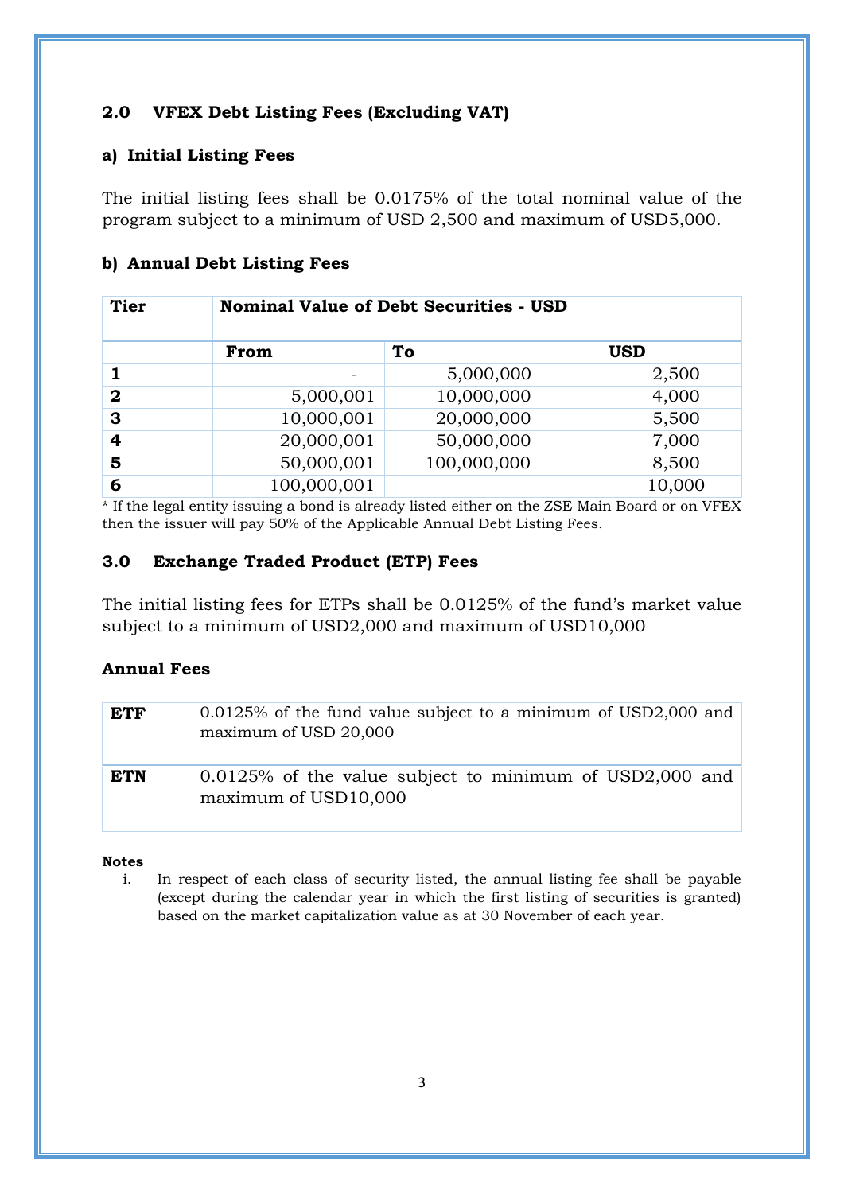## 2.0 VFEX Debt Listing Fees (Excluding VAT)

### a) Initial Listing Fees

The initial listing fees shall be 0.0175% of the total nominal value of the program subject to a minimum of USD 2,500 and maximum of USD5,000.

### b) Annual Debt Listing Fees

| Tier | Nominal Value of Debt Securities - USD | | |
|---|---|---|---|
| | From | To | USD |
| 1 | - | 5,000,000 | 2,500 |
| 2 | 5,000,001 | 10,000,000 | 4,000 |
| 3 | 10,000,001 | 20,000,000 | 5,500 |
| 4 | 20,000,001 | 50,000,000 | 7,000 |
| 5 | 50,000,001 | 100,000,000 | 8,500 |
| 6 | 100,000,001 | | 10,000 |

* If the legal entity issuing a bond is already listed either on the ZSE Main Board or on VFEX then the issuer will pay 50% of the Applicable Annual Debt Listing Fees.

## 3.0 Exchange Traded Product (ETP) Fees

The initial listing fees for ETPs shall be 0.0125% of the fund's market value subject to a minimum of USD2,000 and maximum of USD10,000

**Annual Fees**

| | |
|---|---|
| **ETF** | 0.0125% of the fund value subject to a minimum of USD2,000 and maximum of USD 20,000 |
| **ETN** | 0.0125% of the value subject to minimum of USD2,000 and maximum of USD10,000 |

**Notes**

i. In respect of each class of security listed, the annual listing fee shall be payable (except during the calendar year in which the first listing of securities is granted) based on the market capitalization value as at 30 November of each year.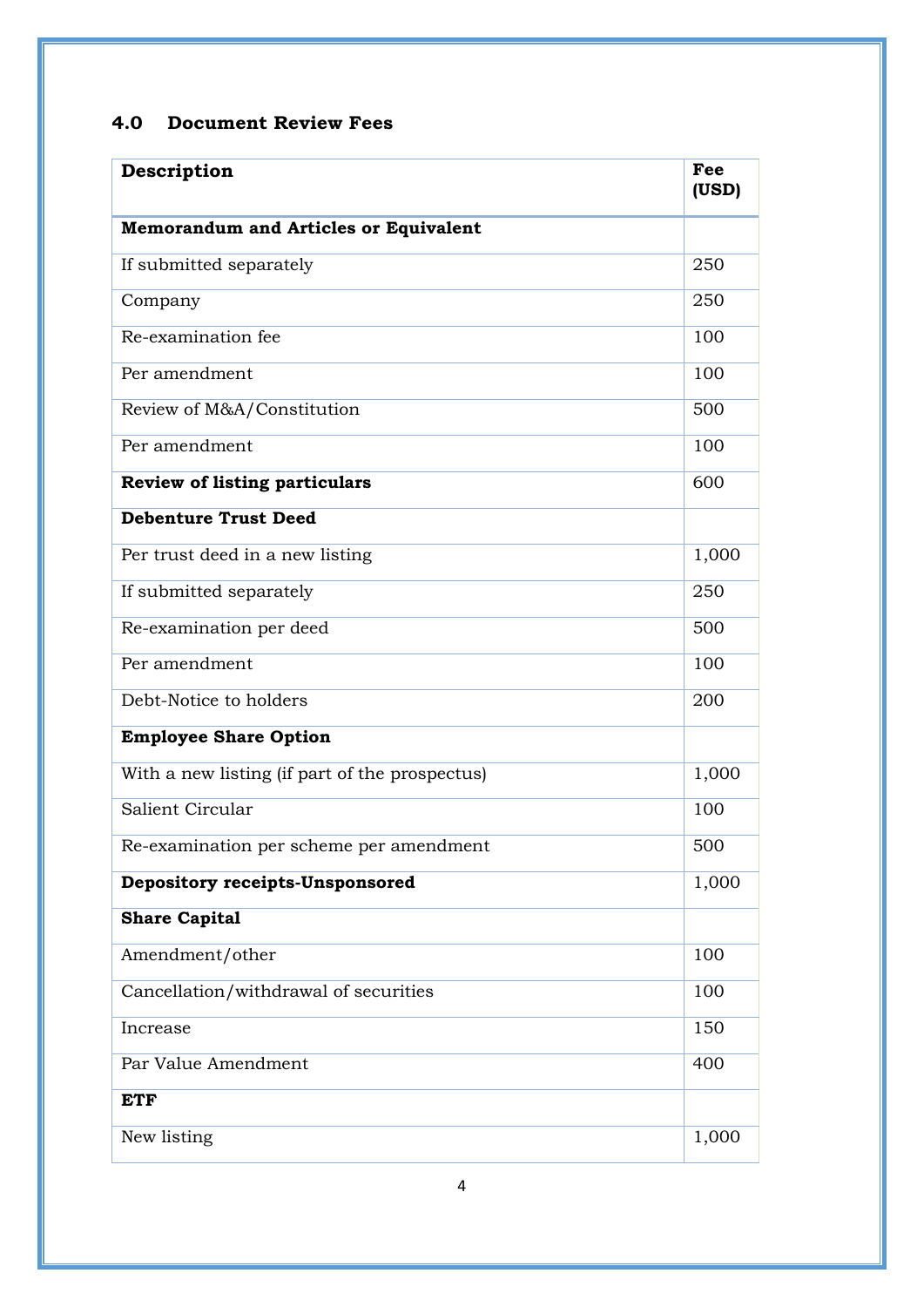## 4.0 Document Review Fees

| Description | Fee (USD) |
|---|---|
| **Memorandum and Articles or Equivalent** | |
| If submitted separately | 250 |
| Company | 250 |
| Re-examination fee | 100 |
| Per amendment | 100 |
| Review of M&A/Constitution | 500 |
| Per amendment | 100 |
| **Review of listing particulars** | 600 |
| **Debenture Trust Deed** | |
| Per trust deed in a new listing | 1,000 |
| If submitted separately | 250 |
| Re-examination per deed | 500 |
| Per amendment | 100 |
| Debt-Notice to holders | 200 |
| **Employee Share Option** | |
| With a new listing (if part of the prospectus) | 1,000 |
| Salient Circular | 100 |
| Re-examination per scheme per amendment | 500 |
| **Depository receipts-Unsponsored** | 1,000 |
| **Share Capital** | |
| Amendment/other | 100 |
| Cancellation/withdrawal of securities | 100 |
| Increase | 150 |
| Par Value Amendment | 400 |
| **ETF** | |
| New listing | 1,000 |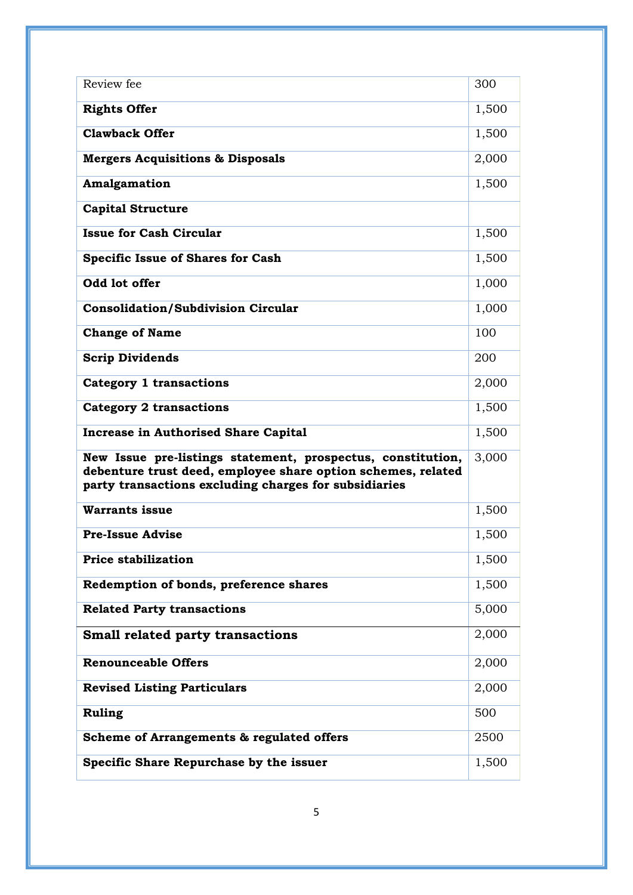| | |
|---|---|
| Review fee | 300 |
| **Rights Offer** | 1,500 |
| **Clawback Offer** | 1,500 |
| **Mergers Acquisitions & Disposals** | 2,000 |
| **Amalgamation** | 1,500 |
| **Capital Structure** | |
| **Issue for Cash Circular** | 1,500 |
| **Specific Issue of Shares for Cash** | 1,500 |
| **Odd lot offer** | 1,000 |
| **Consolidation/Subdivision Circular** | 1,000 |
| **Change of Name** | 100 |
| **Scrip Dividends** | 200 |
| **Category 1 transactions** | 2,000 |
| **Category 2 transactions** | 1,500 |
| **Increase in Authorised Share Capital** | 1,500 |
| **New Issue pre-listings statement, prospectus, constitution, debenture trust deed, employee share option schemes, related party transactions excluding charges for subsidiaries** | 3,000 |
| **Warrants issue** | 1,500 |
| **Pre-Issue Advise** | 1,500 |
| **Price stabilization** | 1,500 |
| **Redemption of bonds, preference shares** | 1,500 |
| **Related Party transactions** | 5,000 |
| **Small related party transactions** | 2,000 |
| **Renounceable Offers** | 2,000 |
| **Revised Listing Particulars** | 2,000 |
| **Ruling** | 500 |
| **Scheme of Arrangements & regulated offers** | 2500 |
| **Specific Share Repurchase by the issuer** | 1,500 |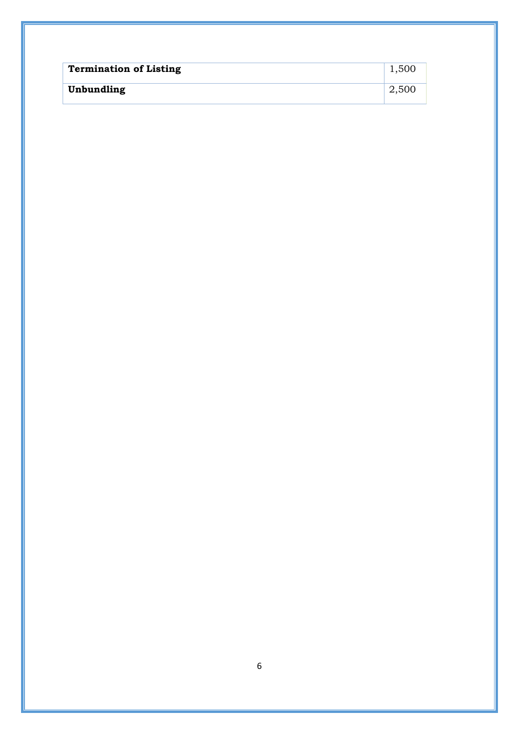| | |
|---|---|
| **Termination of Listing** | 1,500 |
| **Unbundling** | 2,500 |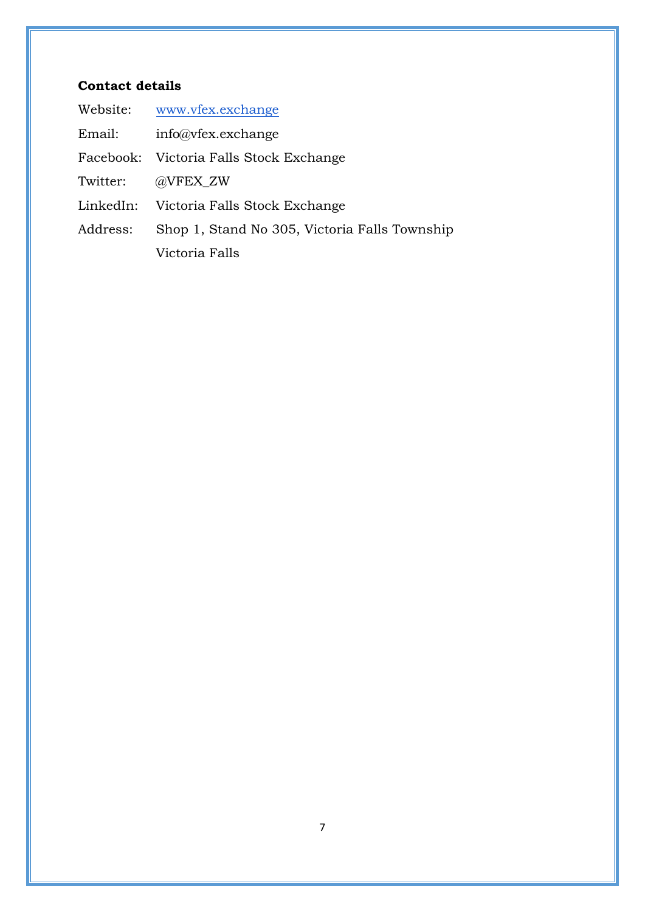**Contact details**

| | |
|---|---|
| Website: | www.vfex.exchange |
| Email: | info@vfex.exchange |
| Facebook: | Victoria Falls Stock Exchange |
| Twitter: | @VFEX_ZW |
| LinkedIn: | Victoria Falls Stock Exchange |
| Address: | Shop 1, Stand No 305, Victoria Falls Township |
| | Victoria Falls |